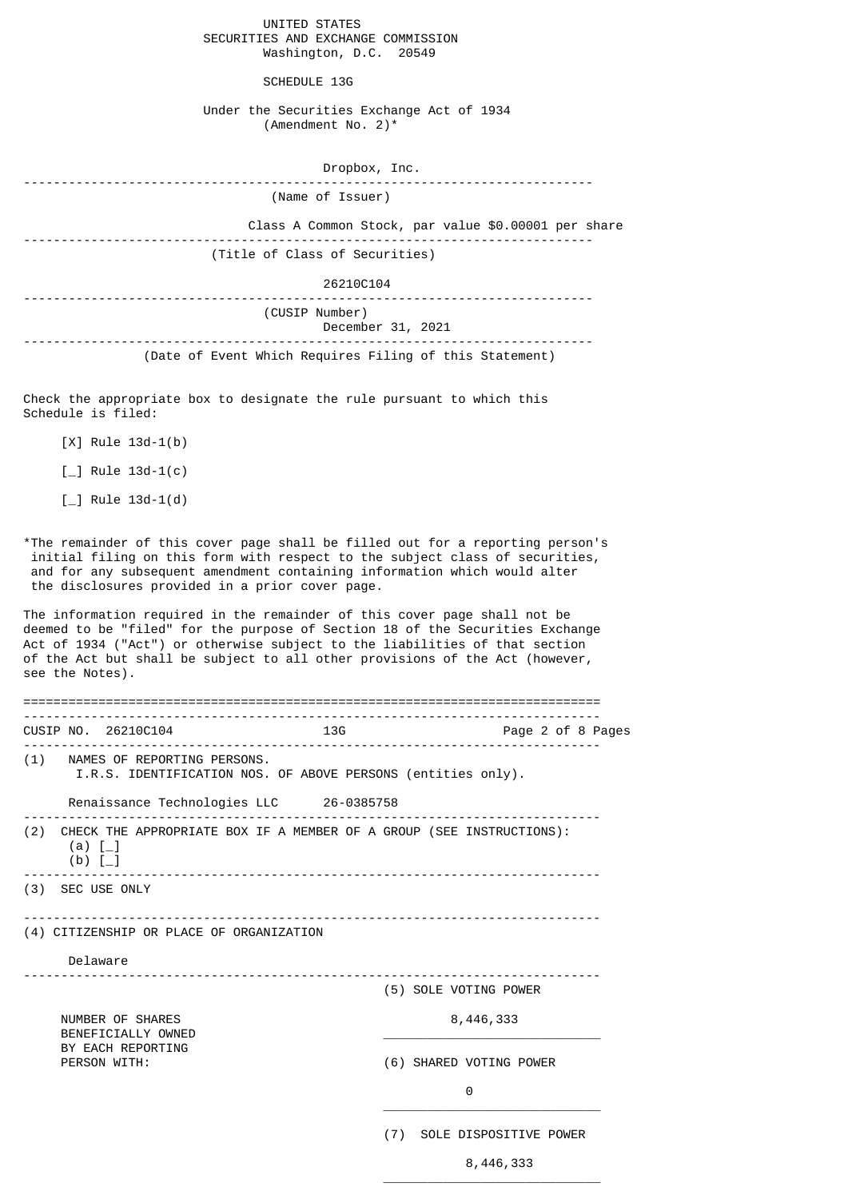UNITED STATES
SECURITIES AND EXCHANGE COMMISSION
Washington, D.C. 20549

SCHEDULE 13G

Under the Securities Exchange Act of 1934
(Amendment No. 2)*

Dropbox, Inc.

(Name of Issuer)

Class A Common Stock, par value $0.00001 per share

(Title of Class of Securities)

26210C104

(CUSIP Number)

December 31, 2021

(Date of Event Which Requires Filing of this Statement)

Check the appropriate box to designate the rule pursuant to which this Schedule is filed:

[X] Rule 13d-1(b)

[_] Rule 13d-1(c)

[_] Rule 13d-1(d)

*The remainder of this cover page shall be filled out for a reporting person's initial filing on this form with respect to the subject class of securities, and for any subsequent amendment containing information which would alter the disclosures provided in a prior cover page.

The information required in the remainder of this cover page shall not be deemed to be "filed" for the purpose of Section 18 of the Securities Exchange Act of 1934 ("Act") or otherwise subject to the liabilities of that section of the Act but shall be subject to all other provisions of the Act (however, see the Notes).

---

CUSIP NO. 26210C104 13G

(1) NAMES OF REPORTING PERSONS.
I.R.S. IDENTIFICATION NOS. OF ABOVE PERSONS (entities only).

Renaissance Technologies LLC 26-0385758

(2) CHECK THE APPROPRIATE BOX IF A MEMBER OF A GROUP (SEE INSTRUCTIONS):
(a) [_]
(b) [_]

(3) SEC USE ONLY

(4) CITIZENSHIP OR PLACE OF ORGANIZATION

Delaware

| NUMBER OF SHARES BENEFICIALLY OWNED BY EACH REPORTING PERSON WITH: | |
|---|---|
| | (5) SOLE VOTING POWER<br>8,446,333 |
| | (6) SHARED VOTING POWER<br>0 |
| | (7) SOLE DISPOSITIVE POWER<br>8,446,333 |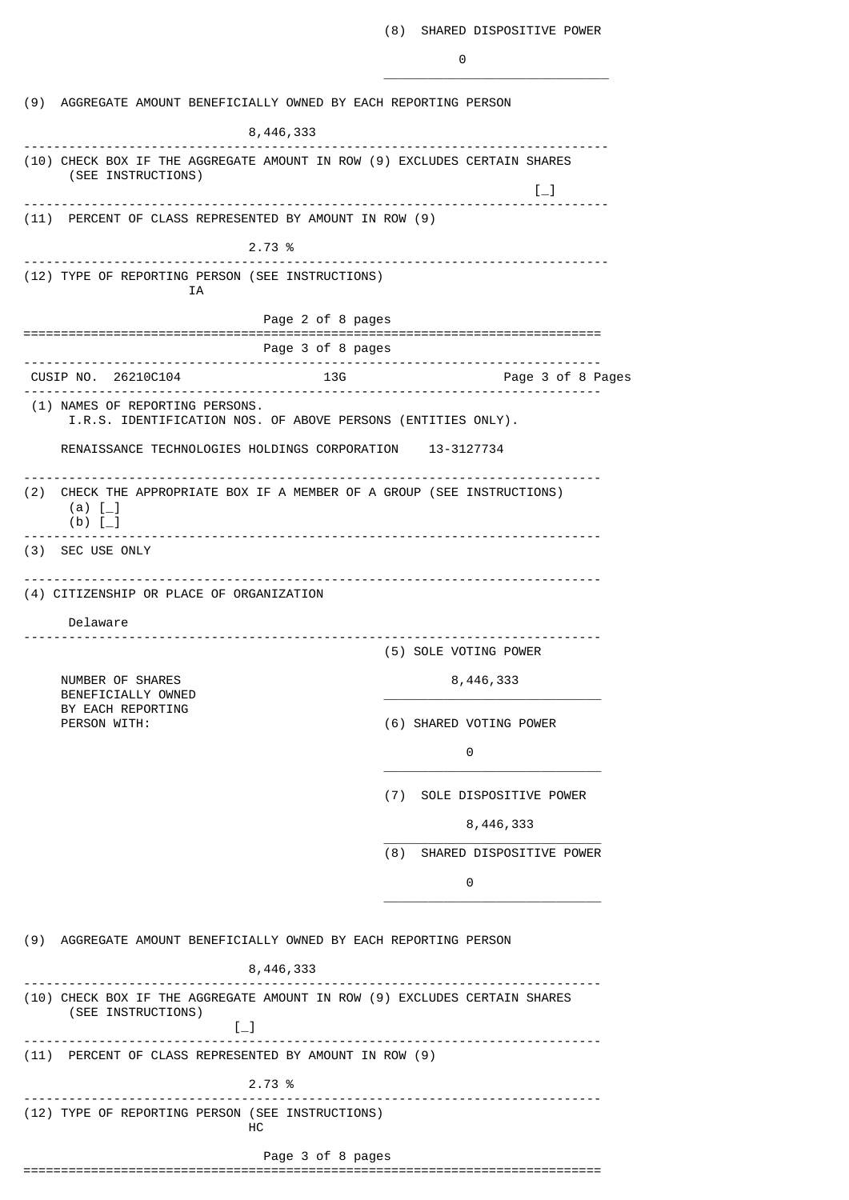(8) SHARED DISPOSITIVE POWER

0

(9) AGGREGATE AMOUNT BENEFICIALLY OWNED BY EACH REPORTING PERSON

8,446,333

(10) CHECK BOX IF THE AGGREGATE AMOUNT IN ROW (9) EXCLUDES CERTAIN SHARES (SEE INSTRUCTIONS)

[_]

(11) PERCENT OF CLASS REPRESENTED BY AMOUNT IN ROW (9)

2.73 %

(12) TYPE OF REPORTING PERSON (SEE INSTRUCTIONS)

IA

---

CUSIP NO. 26210C104 13G

(1) NAMES OF REPORTING PERSONS.
I.R.S. IDENTIFICATION NOS. OF ABOVE PERSONS (ENTITIES ONLY).

RENAISSANCE TECHNOLOGIES HOLDINGS CORPORATION 13-3127734

(2) CHECK THE APPROPRIATE BOX IF A MEMBER OF A GROUP (SEE INSTRUCTIONS)
(a) [_]
(b) [_]

(3) SEC USE ONLY

(4) CITIZENSHIP OR PLACE OF ORGANIZATION

Delaware

| NUMBER OF SHARES BENEFICIALLY OWNED BY EACH REPORTING PERSON WITH: | |
|---|---|
| | (5) SOLE VOTING POWER<br>8,446,333 |
| | (6) SHARED VOTING POWER<br>0 |
| | (7) SOLE DISPOSITIVE POWER<br>8,446,333 |
| | (8) SHARED DISPOSITIVE POWER<br>0 |

(9) AGGREGATE AMOUNT BENEFICIALLY OWNED BY EACH REPORTING PERSON

8,446,333

(10) CHECK BOX IF THE AGGREGATE AMOUNT IN ROW (9) EXCLUDES CERTAIN SHARES (SEE INSTRUCTIONS)

[_]

(11) PERCENT OF CLASS REPRESENTED BY AMOUNT IN ROW (9)

2.73 %

(12) TYPE OF REPORTING PERSON (SEE INSTRUCTIONS)

HC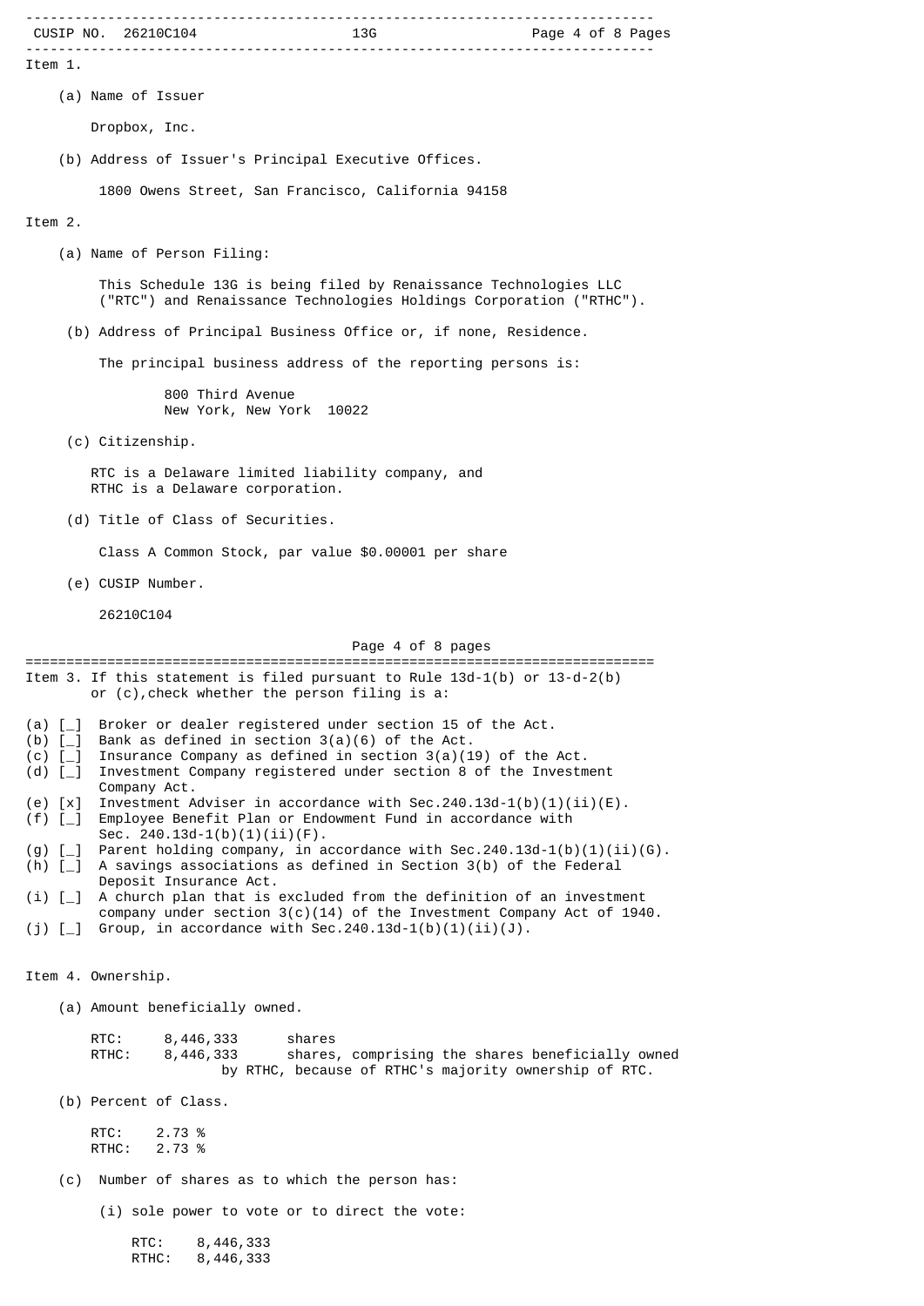## Item 1.

(a) Name of Issuer

Dropbox, Inc.

(b) Address of Issuer's Principal Executive Offices.

1800 Owens Street, San Francisco, California 94158

## Item 2.

(a) Name of Person Filing:

This Schedule 13G is being filed by Renaissance Technologies LLC ("RTC") and Renaissance Technologies Holdings Corporation ("RTHC").

(b) Address of Principal Business Office or, if none, Residence.

The principal business address of the reporting persons is:

800 Third Avenue
New York, New York 10022

(c) Citizenship.

RTC is a Delaware limited liability company, and
RTHC is a Delaware corporation.

(d) Title of Class of Securities.

Class A Common Stock, par value $0.00001 per share

(e) CUSIP Number.

26210C104

## Item 3. If this statement is filed pursuant to Rule 13d-1(b) or 13-d-2(b) or (c),check whether the person filing is a:

(a) [_] Broker or dealer registered under section 15 of the Act.
(b) [_] Bank as defined in section 3(a)(6) of the Act.
(c) [_] Insurance Company as defined in section 3(a)(19) of the Act.
(d) [_] Investment Company registered under section 8 of the Investment Company Act.
(e) [x] Investment Adviser in accordance with Sec.240.13d-1(b)(1)(ii)(E).
(f) [_] Employee Benefit Plan or Endowment Fund in accordance with Sec. 240.13d-1(b)(1)(ii)(F).
(g) [_] Parent holding company, in accordance with Sec.240.13d-1(b)(1)(ii)(G).
(h) [_] A savings associations as defined in Section 3(b) of the Federal Deposit Insurance Act.
(i) [_] A church plan that is excluded from the definition of an investment company under section 3(c)(14) of the Investment Company Act of 1940.
(j) [_] Group, in accordance with Sec.240.13d-1(b)(1)(ii)(J).

## Item 4. Ownership.

(a) Amount beneficially owned.

RTC: 8,446,333 shares
RTHC: 8,446,333 shares, comprising the shares beneficially owned by RTHC, because of RTHC's majority ownership of RTC.

(b) Percent of Class.

RTC: 2.73 %
RTHC: 2.73 %

(c) Number of shares as to which the person has:

(i) sole power to vote or to direct the vote:

RTC: 8,446,333
RTHC: 8,446,333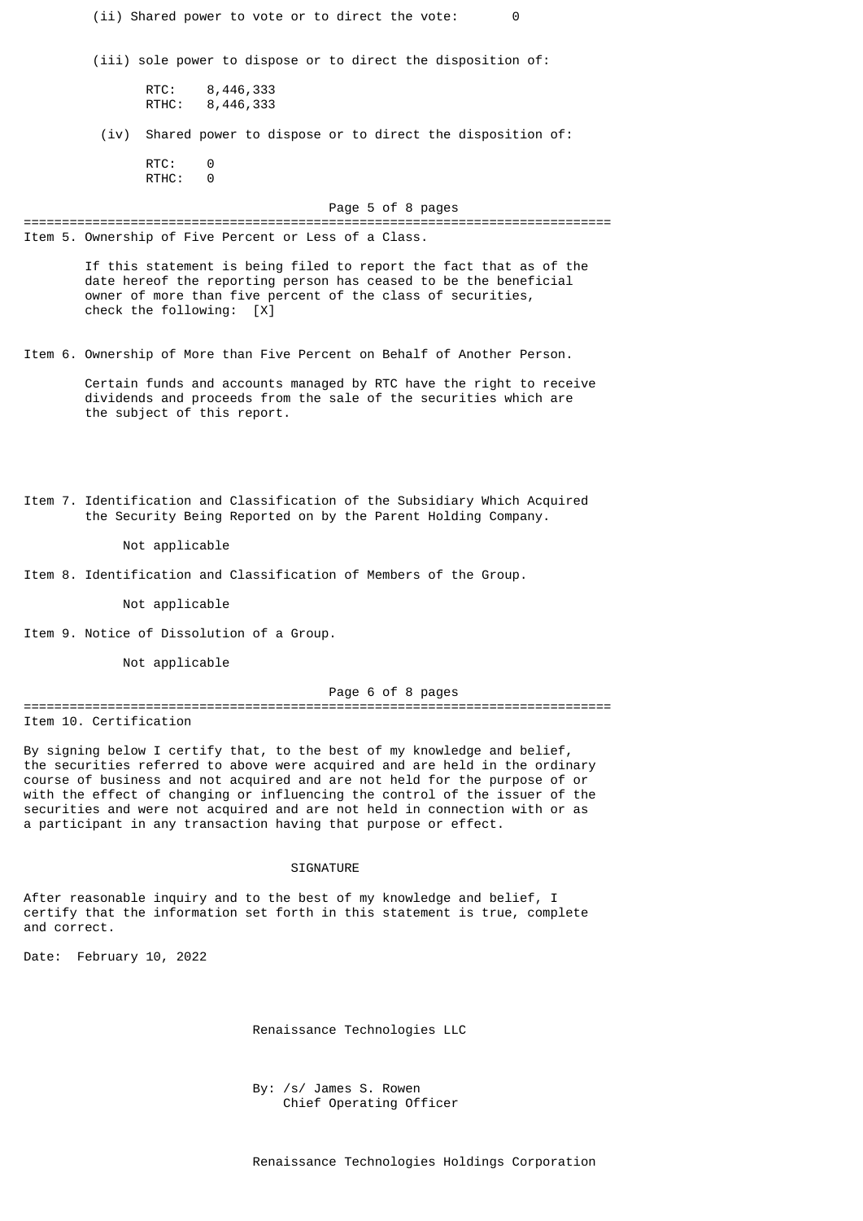(ii) Shared power to vote or to direct the vote: 0

(iii) sole power to dispose or to direct the disposition of:

RTC: 8,446,333
RTHC: 8,446,333

(iv) Shared power to dispose or to direct the disposition of:

RTC: 0
RTHC: 0

---

Item 5. Ownership of Five Percent or Less of a Class.

If this statement is being filed to report the fact that as of the date hereof the reporting person has ceased to be the beneficial owner of more than five percent of the class of securities, check the following: [X]

Item 6. Ownership of More than Five Percent on Behalf of Another Person.

Certain funds and accounts managed by RTC have the right to receive dividends and proceeds from the sale of the securities which are the subject of this report.

Item 7. Identification and Classification of the Subsidiary Which Acquired the Security Being Reported on by the Parent Holding Company.

Not applicable

Item 8. Identification and Classification of Members of the Group.

Not applicable

Item 9. Notice of Dissolution of a Group.

Not applicable

---

Item 10. Certification

By signing below I certify that, to the best of my knowledge and belief, the securities referred to above were acquired and are held in the ordinary course of business and not acquired and are not held for the purpose of or with the effect of changing or influencing the control of the issuer of the securities and were not acquired and are not held in connection with or as a participant in any transaction having that purpose or effect.

SIGNATURE

After reasonable inquiry and to the best of my knowledge and belief, I certify that the information set forth in this statement is true, complete and correct.

Date: February 10, 2022

Renaissance Technologies LLC

By: /s/ James S. Rowen
Chief Operating Officer

Renaissance Technologies Holdings Corporation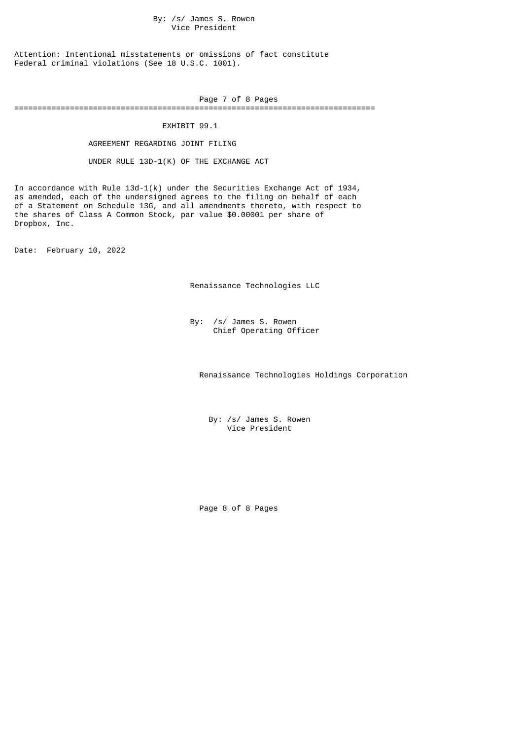By: /s/ James S. Rowen
Vice President

Attention: Intentional misstatements or omissions of fact constitute Federal criminal violations (See 18 U.S.C. 1001).

---

EXHIBIT 99.1

AGREEMENT REGARDING JOINT FILING

UNDER RULE 13D-1(K) OF THE EXCHANGE ACT

In accordance with Rule 13d-1(k) under the Securities Exchange Act of 1934, as amended, each of the undersigned agrees to the filing on behalf of each of a Statement on Schedule 13G, and all amendments thereto, with respect to the shares of Class A Common Stock, par value $0.00001 per share of Dropbox, Inc.

Date: February 10, 2022

Renaissance Technologies LLC

By: /s/ James S. Rowen
Chief Operating Officer

Renaissance Technologies Holdings Corporation

By: /s/ James S. Rowen
Vice President